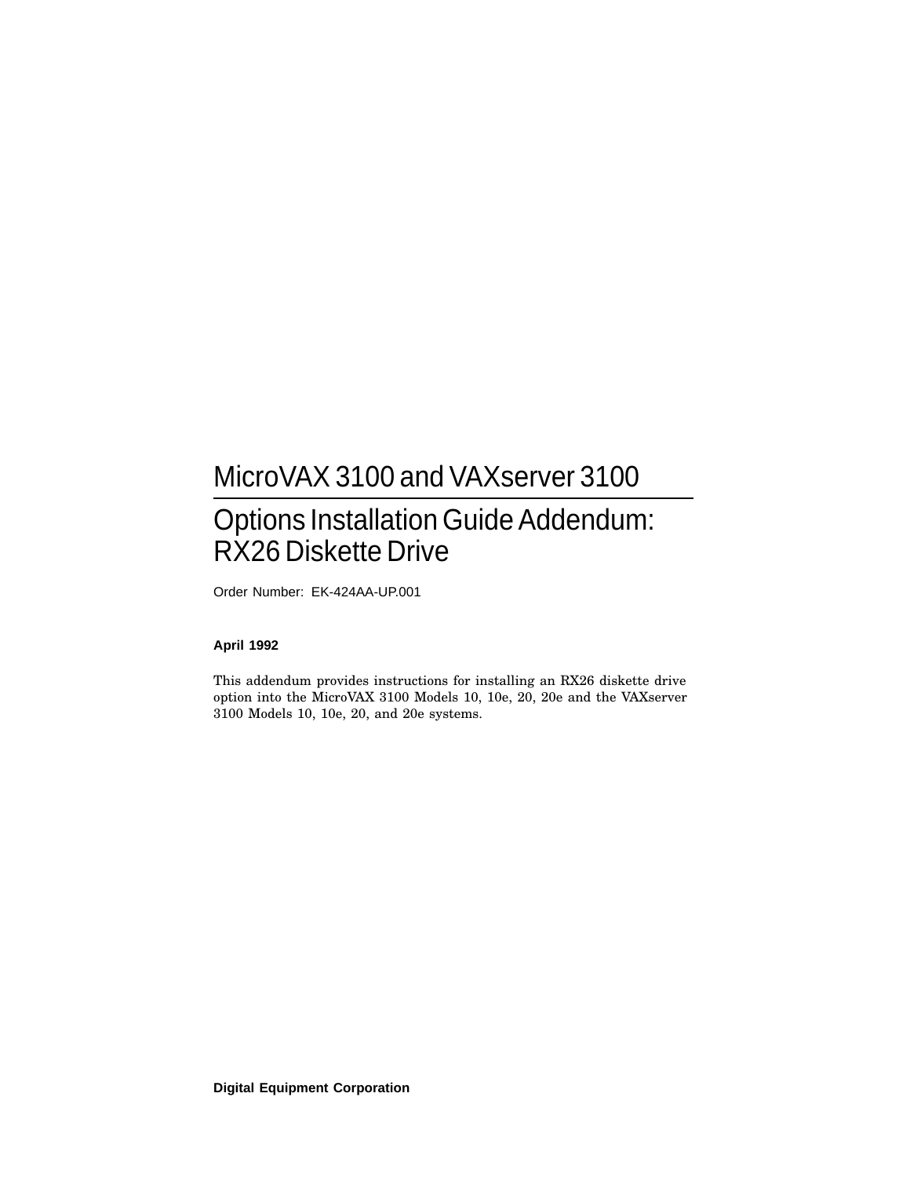# MicroVAX 3100 and VAXserver 3100

## Options Installation Guide Addendum: RX26 Diskette Drive

Order Number: EK-424AA-UP.001

**April 1992**

This addendum provides instructions for installing an RX26 diskette drive option into the MicroVAX 3100 Models 10, 10e, 20, 20e and the VAXserver 3100 Models 10, 10e, 20, and 20e systems.

**Digital Equipment Corporation**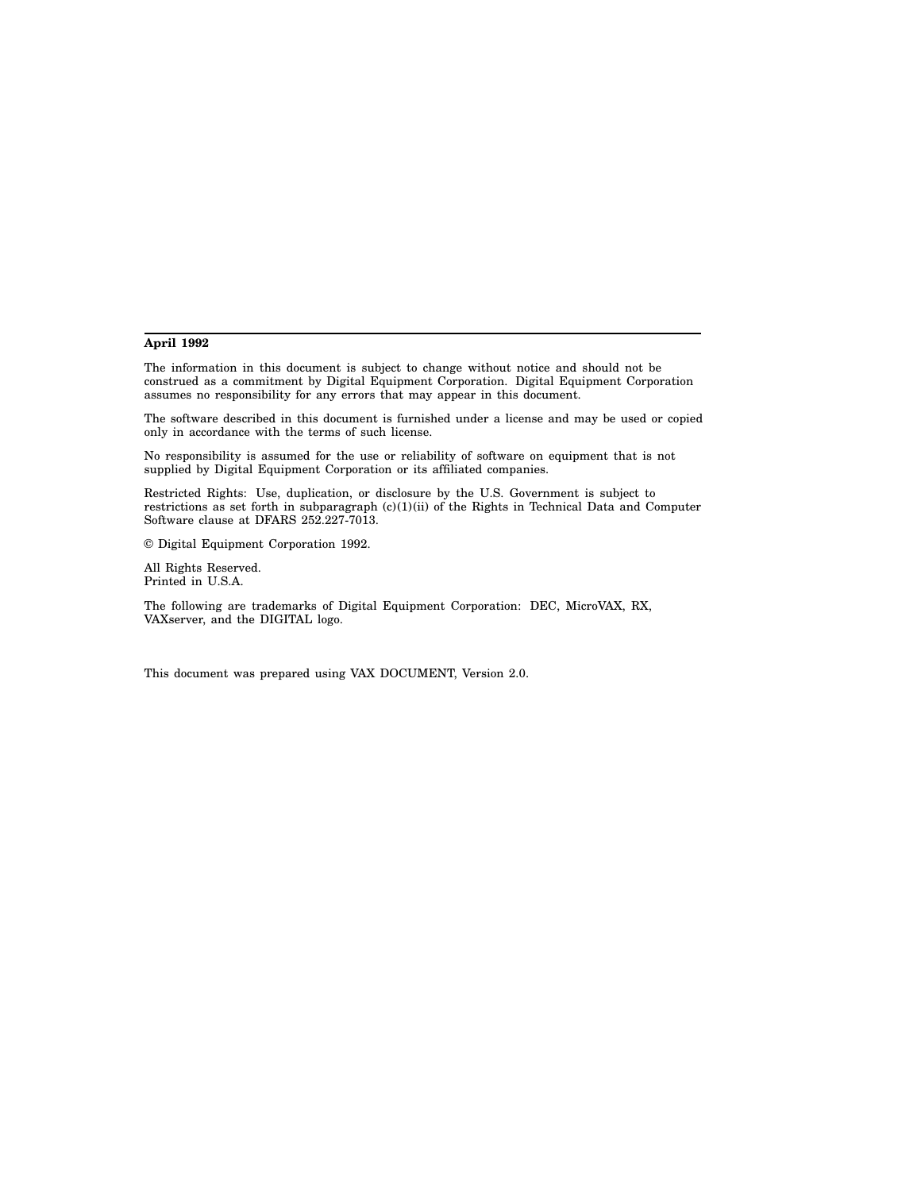**April 1992**

The information in this document is subject to change without notice and should not be construed as a commitment by Digital Equipment Corporation. Digital Equipment Corporation assumes no responsibility for any errors that may appear in this document.

The software described in this document is furnished under a license and may be used or copied only in accordance with the terms of such license.

No responsibility is assumed for the use or reliability of software on equipment that is not supplied by Digital Equipment Corporation or its affiliated companies.

Restricted Rights: Use, duplication, or disclosure by the U.S. Government is subject to restrictions as set forth in subparagraph (c)(1)(ii) of the Rights in Technical Data and Computer Software clause at DFARS 252.227-7013.

© Digital Equipment Corporation 1992.

All Rights Reserved.
Printed in U.S.A.

The following are trademarks of Digital Equipment Corporation: DEC, MicroVAX, RX, VAXserver, and the DIGITAL logo.

This document was prepared using VAX DOCUMENT, Version 2.0.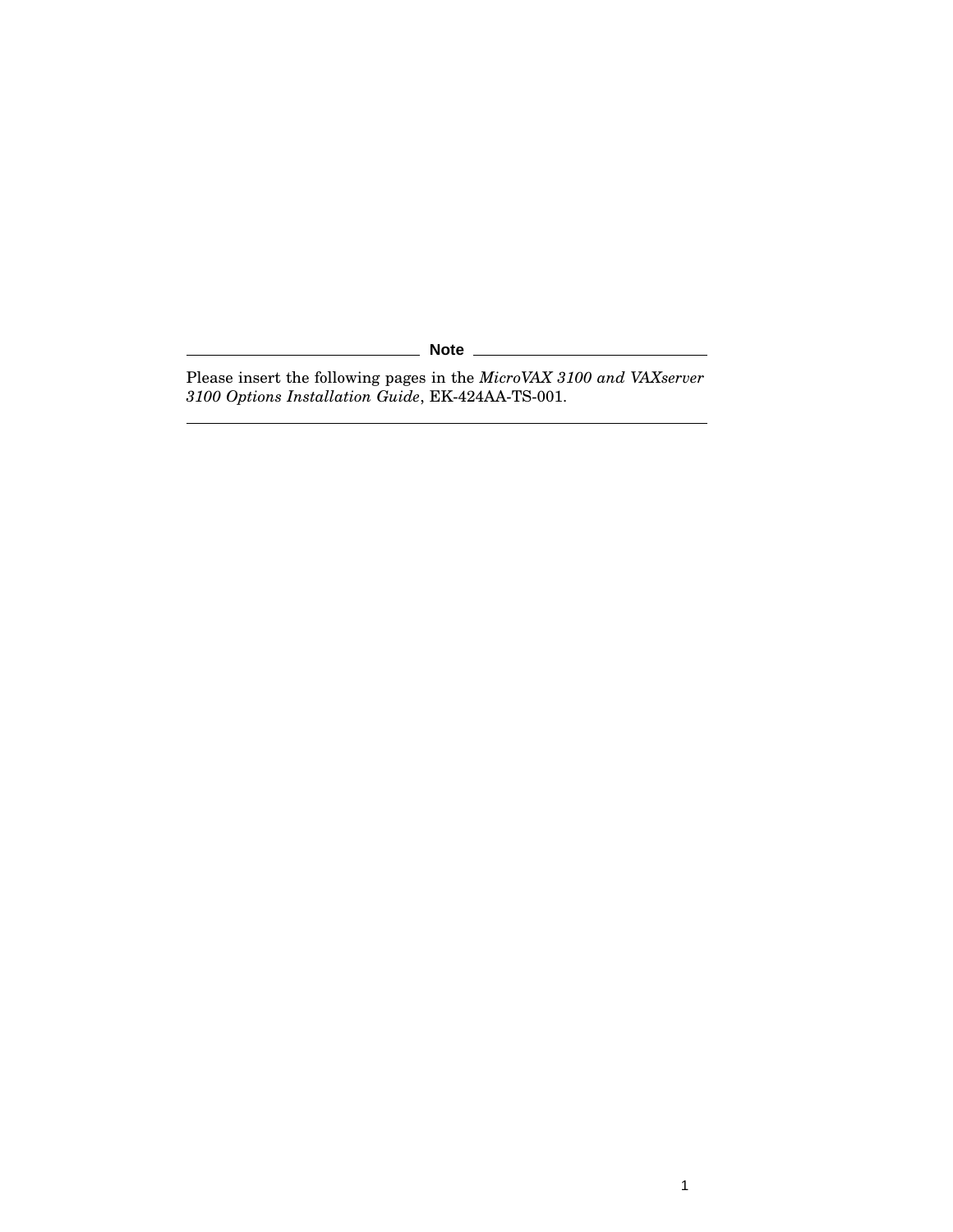**Note**

Please insert the following pages in the *MicroVAX 3100 and VAXserver 3100 Options Installation Guide*, EK-424AA-TS-001.

---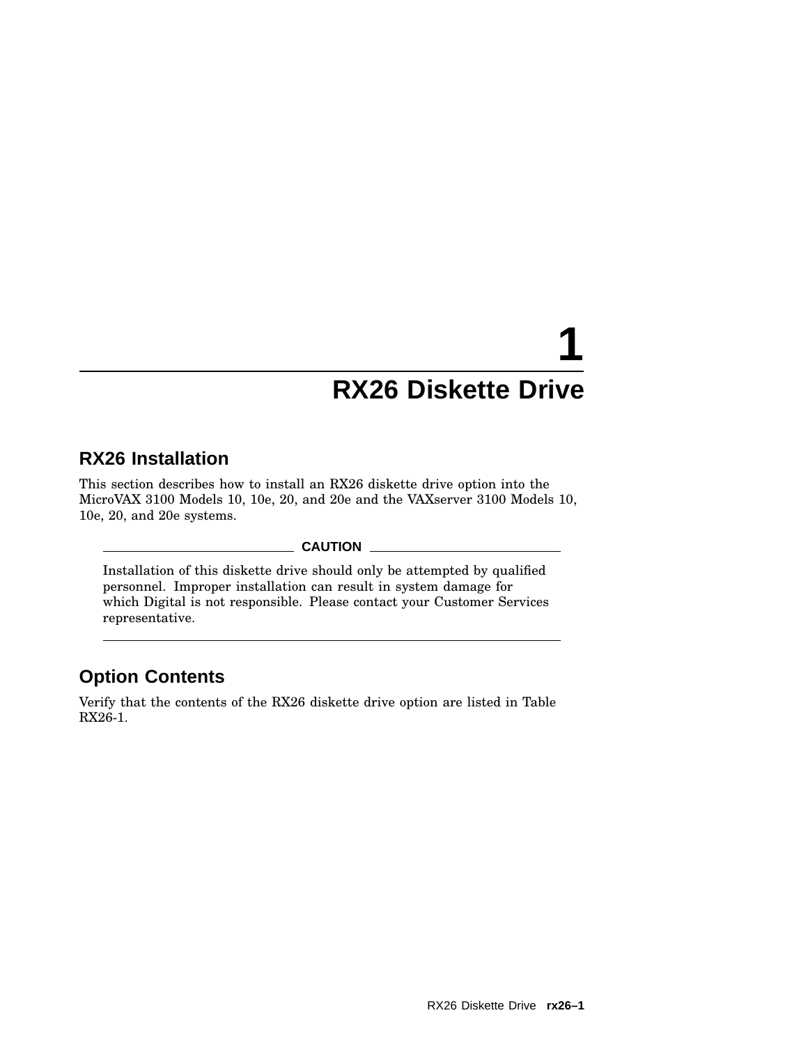# 1
# RX26 Diskette Drive

## RX26 Installation

This section describes how to install an RX26 diskette drive option into the MicroVAX 3100 Models 10, 10e, 20, and 20e and the VAXserver 3100 Models 10, 10e, 20, and 20e systems.

**CAUTION**

Installation of this diskette drive should only be attempted by qualified personnel. Improper installation can result in system damage for which Digital is not responsible. Please contact your Customer Services representative.

## Option Contents

Verify that the contents of the RX26 diskette drive option are listed in Table RX26-1.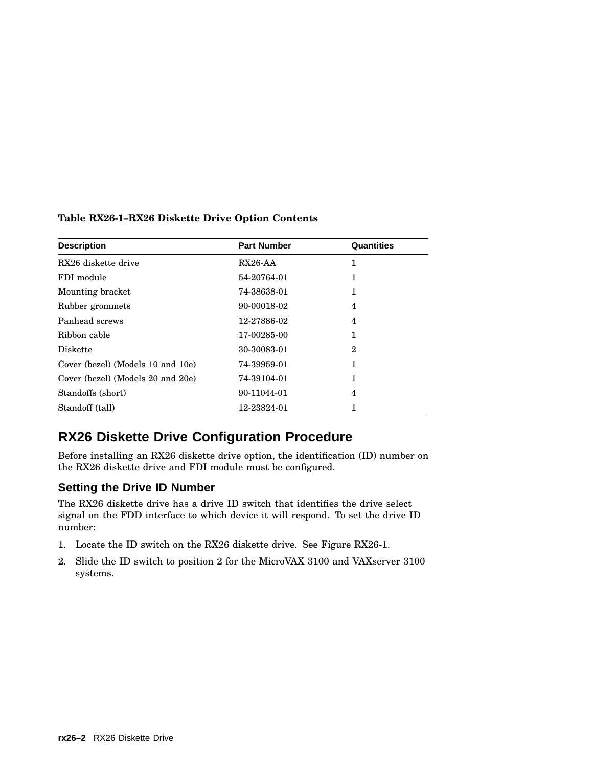**Table RX26-1–RX26 Diskette Drive Option Contents**

| Description | Part Number | Quantities |
|---|---|---|
| RX26 diskette drive | RX26-AA | 1 |
| FDI module | 54-20764-01 | 1 |
| Mounting bracket | 74-38638-01 | 1 |
| Rubber grommets | 90-00018-02 | 4 |
| Panhead screws | 12-27886-02 | 4 |
| Ribbon cable | 17-00285-00 | 1 |
| Diskette | 30-30083-01 | 2 |
| Cover (bezel) (Models 10 and 10e) | 74-39959-01 | 1 |
| Cover (bezel) (Models 20 and 20e) | 74-39104-01 | 1 |
| Standoffs (short) | 90-11044-01 | 4 |
| Standoff (tall) | 12-23824-01 | 1 |

## RX26 Diskette Drive Configuration Procedure

Before installing an RX26 diskette drive option, the identification (ID) number on the RX26 diskette drive and FDI module must be configured.

### Setting the Drive ID Number

The RX26 diskette drive has a drive ID switch that identifies the drive select signal on the FDD interface to which device it will respond. To set the drive ID number:

1. Locate the ID switch on the RX26 diskette drive. See Figure RX26-1.
2. Slide the ID switch to position 2 for the MicroVAX 3100 and VAXserver 3100 systems.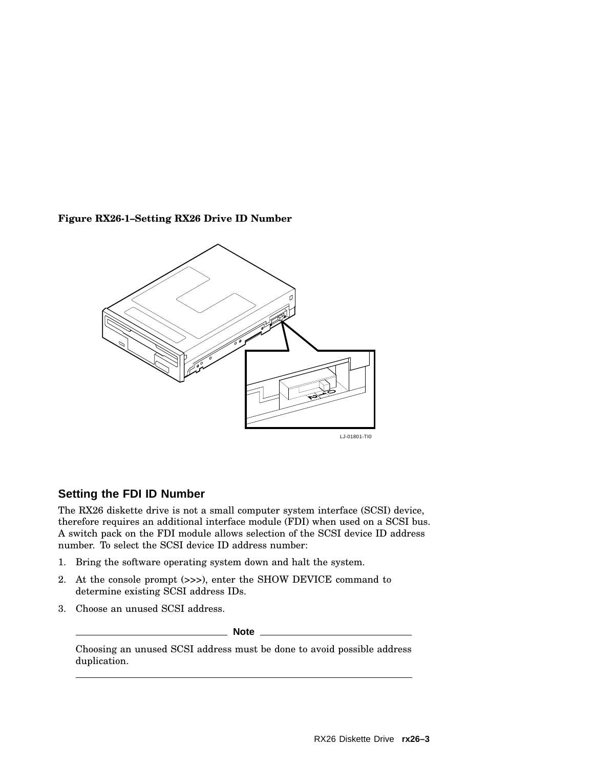**Figure RX26-1–Setting RX26 Drive ID Number**

LJ-01801-TI0

## Setting the FDI ID Number

The RX26 diskette drive is not a small computer system interface (SCSI) device, therefore requires an additional interface module (FDI) when used on a SCSI bus. A switch pack on the FDI module allows selection of the SCSI device ID address number. To select the SCSI device ID address number:

1. Bring the software operating system down and halt the system.
2. At the console prompt (>>>), enter the SHOW DEVICE command to determine existing SCSI address IDs.
3. Choose an unused SCSI address.

---

**Note**

Choosing an unused SCSI address must be done to avoid possible address duplication.

---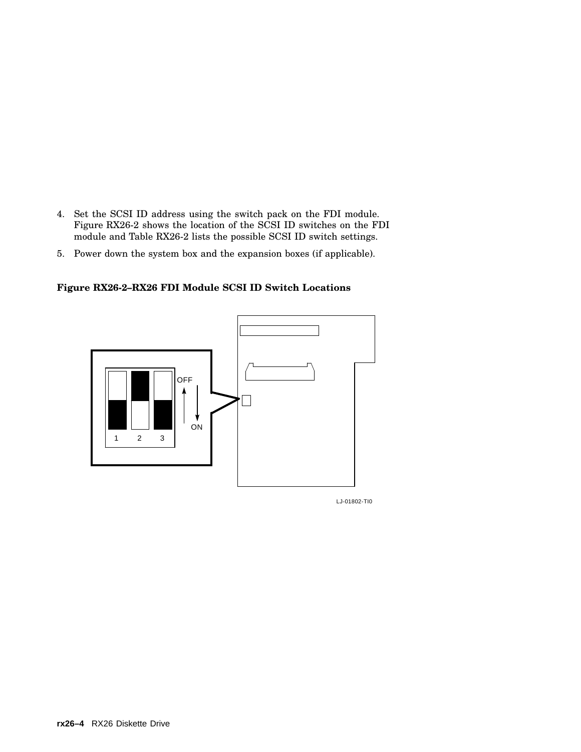4. Set the SCSI ID address using the switch pack on the FDI module. Figure RX26-2 shows the location of the SCSI ID switches on the FDI module and Table RX26-2 lists the possible SCSI ID switch settings.
5. Power down the system box and the expansion boxes (if applicable).

**Figure RX26-2–RX26 FDI Module SCSI ID Switch Locations**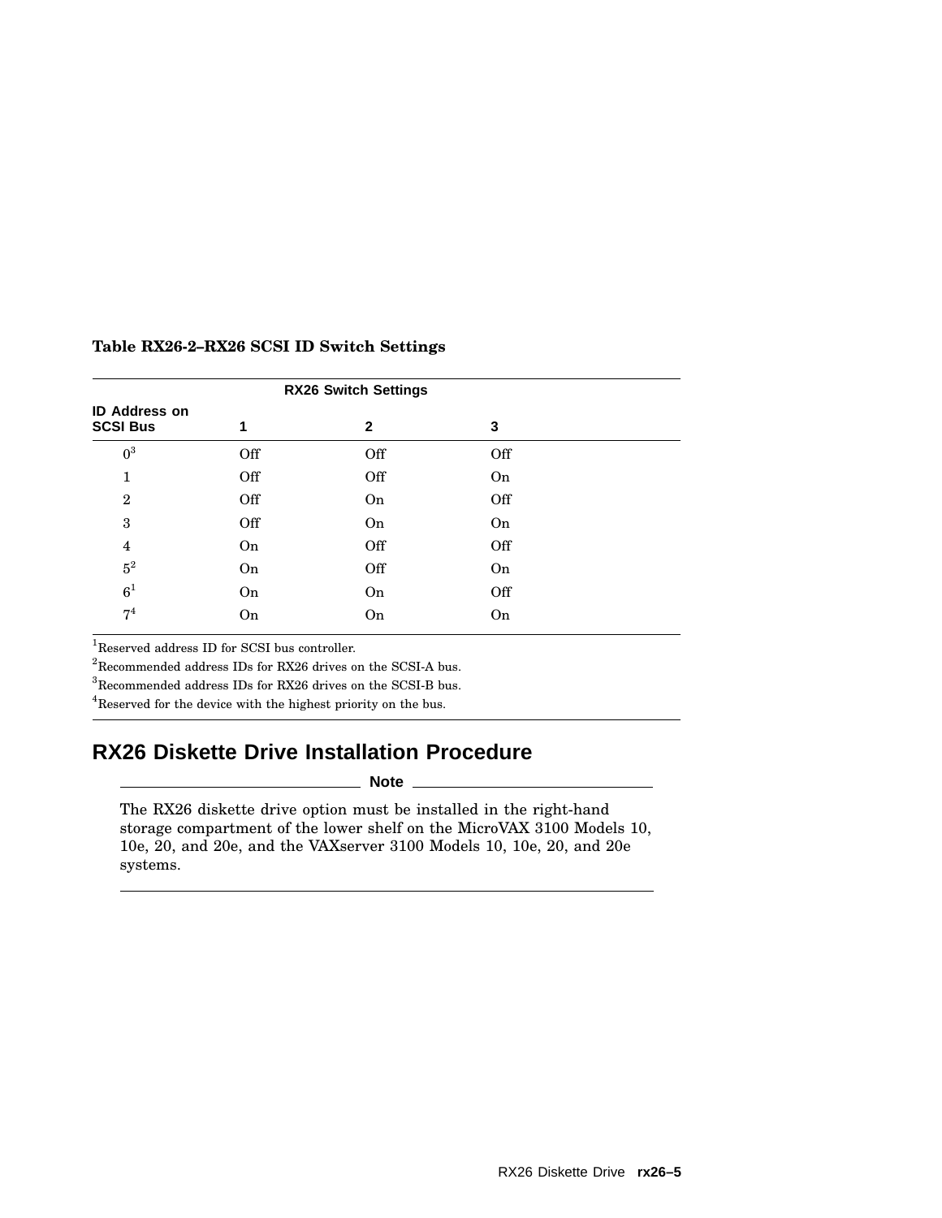**Table RX26-2–RX26 SCSI ID Switch Settings**

| | RX26 Switch Settings | | |
|---|---|---|---|
| ID Address on SCSI Bus | 1 | 2 | 3 |
| 0[3] | Off | Off | Off |
| 1 | Off | Off | On |
| 2 | Off | On | Off |
| 3 | Off | On | On |
| 4 | On | Off | Off |
| 5[2] | On | Off | On |
| 6[1] | On | On | Off |
| 7[4] | On | On | On |

[1]Reserved address ID for SCSI bus controller.
[2]Recommended address IDs for RX26 drives on the SCSI-A bus.
[3]Recommended address IDs for RX26 drives on the SCSI-B bus.
[4]Reserved for the device with the highest priority on the bus.

## RX26 Diskette Drive Installation Procedure

**Note**

The RX26 diskette drive option must be installed in the right-hand storage compartment of the lower shelf on the MicroVAX 3100 Models 10, 10e, 20, and 20e, and the VAXserver 3100 Models 10, 10e, 20, and 20e systems.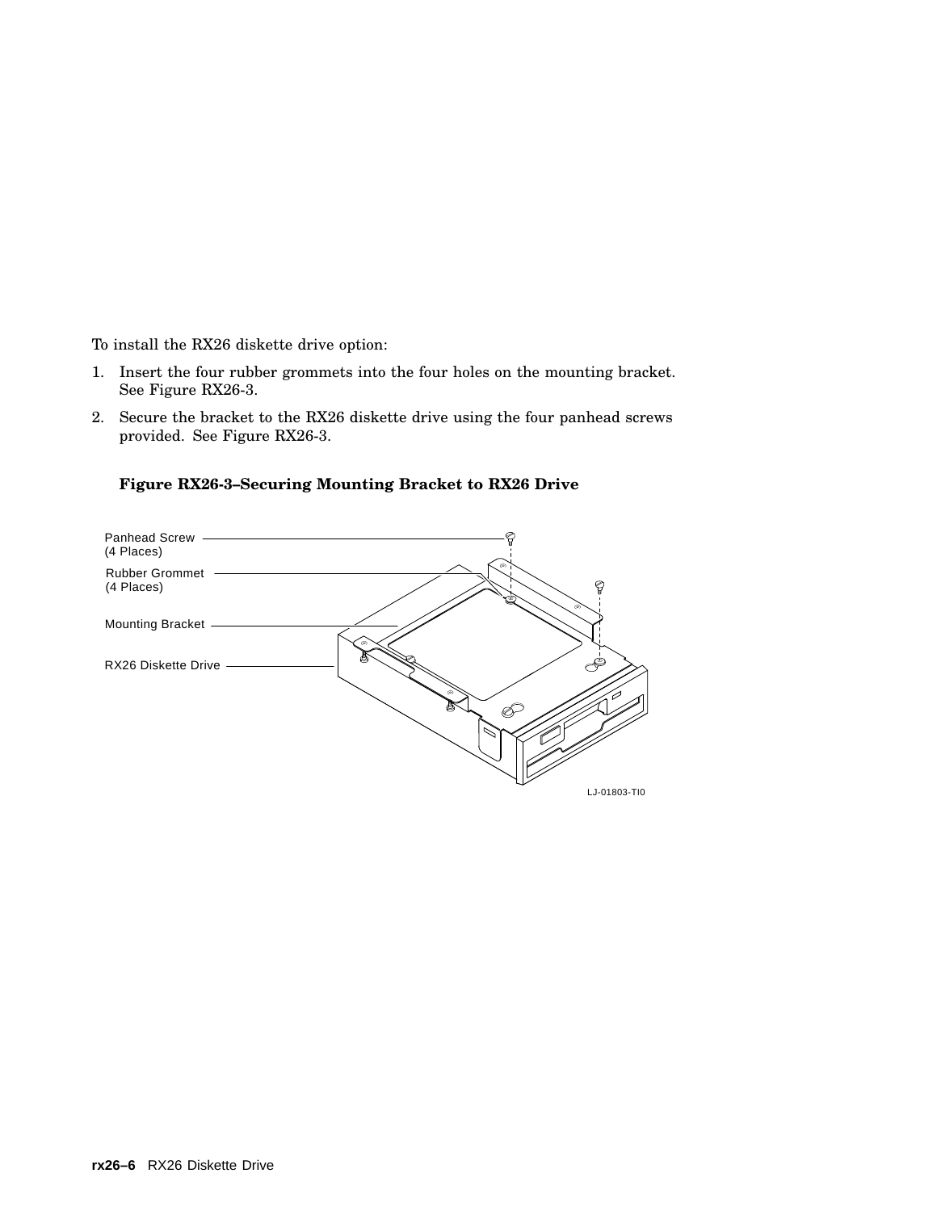To install the RX26 diskette drive option:

1. Insert the four rubber grommets into the four holes on the mounting bracket. See Figure RX26-3.
2. Secure the bracket to the RX26 diskette drive using the four panhead screws provided. See Figure RX26-3.

**Figure RX26-3–Securing Mounting Bracket to RX26 Drive**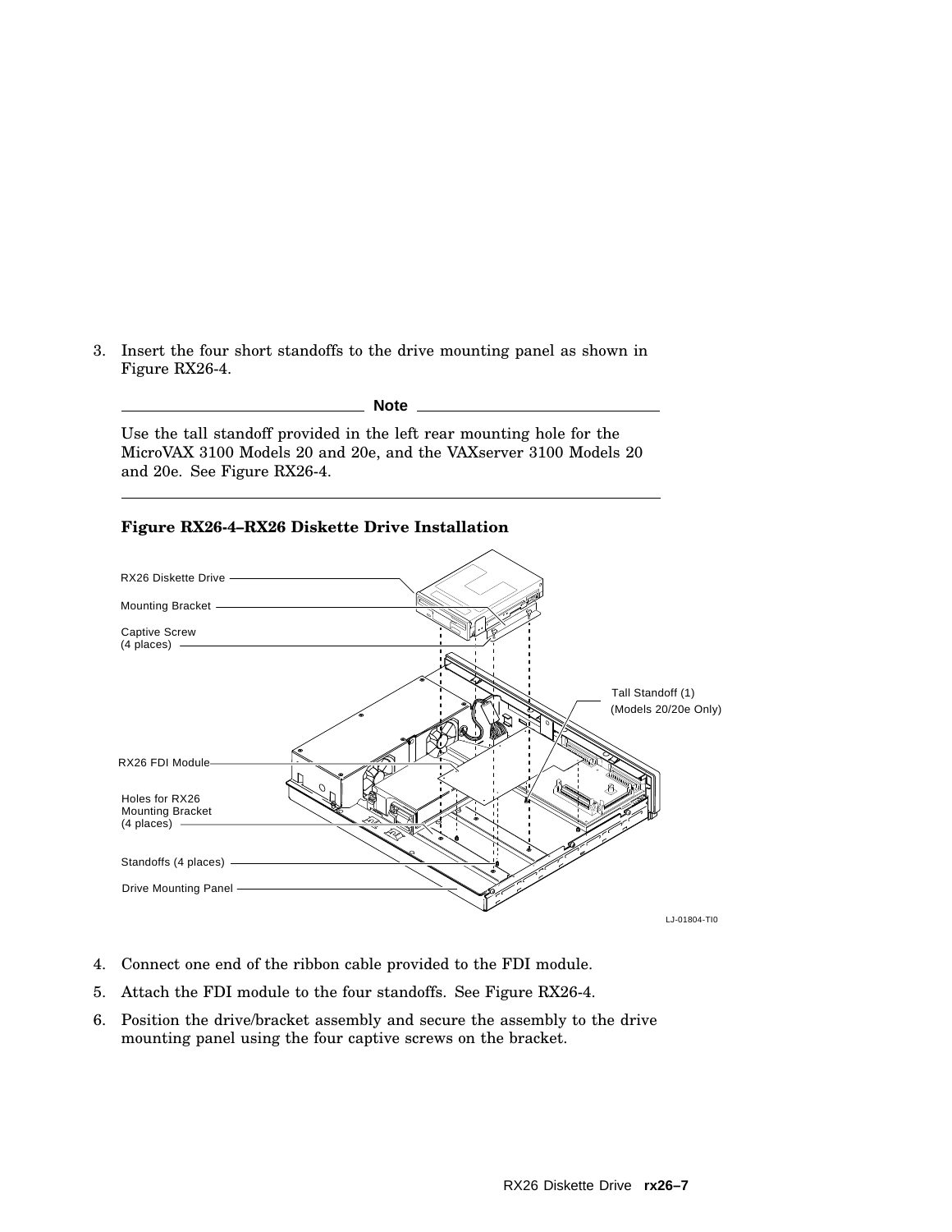3. Insert the four short standoffs to the drive mounting panel as shown in Figure RX26-4.

**Note**

Use the tall standoff provided in the left rear mounting hole for the MicroVAX 3100 Models 20 and 20e, and the VAXserver 3100 Models 20 and 20e. See Figure RX26-4.

**Figure RX26-4–RX26 Diskette Drive Installation**

4. Connect one end of the ribbon cable provided to the FDI module.
5. Attach the FDI module to the four standoffs. See Figure RX26-4.
6. Position the drive/bracket assembly and secure the assembly to the drive mounting panel using the four captive screws on the bracket.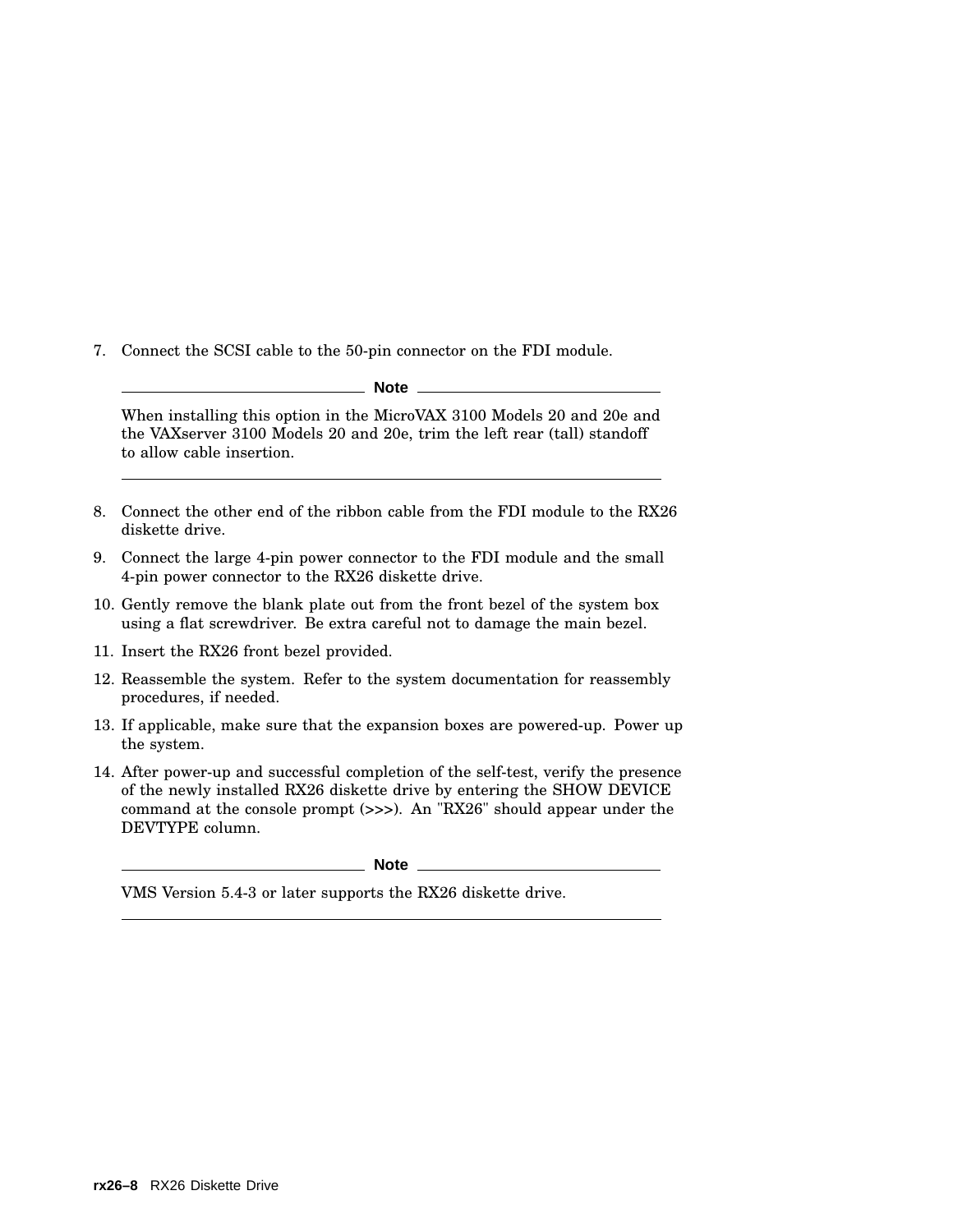7. Connect the SCSI cable to the 50-pin connector on the FDI module.

> **Note**
>
> When installing this option in the MicroVAX 3100 Models 20 and 20e and the VAXserver 3100 Models 20 and 20e, trim the left rear (tall) standoff to allow cable insertion.

8. Connect the other end of the ribbon cable from the FDI module to the RX26 diskette drive.
9. Connect the large 4-pin power connector to the FDI module and the small 4-pin power connector to the RX26 diskette drive.
10. Gently remove the blank plate out from the front bezel of the system box using a flat screwdriver. Be extra careful not to damage the main bezel.
11. Insert the RX26 front bezel provided.
12. Reassemble the system. Refer to the system documentation for reassembly procedures, if needed.
13. If applicable, make sure that the expansion boxes are powered-up. Power up the system.
14. After power-up and successful completion of the self-test, verify the presence of the newly installed RX26 diskette drive by entering the SHOW DEVICE command at the console prompt (>>>). An "RX26" should appear under the DEVTYPE column.

> **Note**
>
> VMS Version 5.4-3 or later supports the RX26 diskette drive.